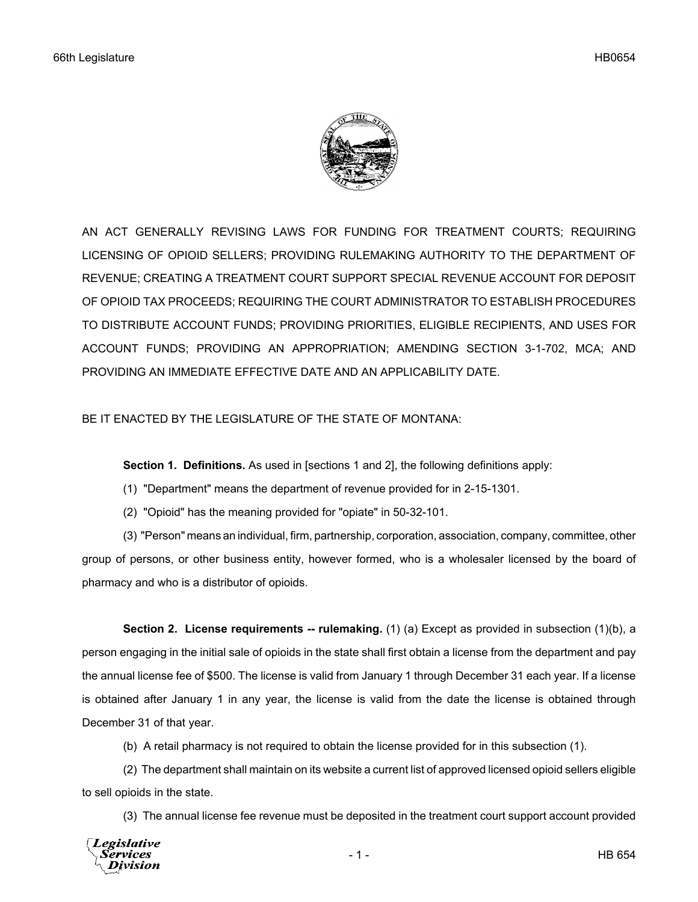AN ACT GENERALLY REVISING LAWS FOR FUNDING FOR TREATMENT COURTS; REQUIRING LICENSING OF OPIOID SELLERS; PROVIDING RULEMAKING AUTHORITY TO THE DEPARTMENT OF REVENUE; CREATING A TREATMENT COURT SUPPORT SPECIAL REVENUE ACCOUNT FOR DEPOSIT OF OPIOID TAX PROCEEDS; REQUIRING THE COURT ADMINISTRATOR TO ESTABLISH PROCEDURES TO DISTRIBUTE ACCOUNT FUNDS; PROVIDING PRIORITIES, ELIGIBLE RECIPIENTS, AND USES FOR ACCOUNT FUNDS; PROVIDING AN APPROPRIATION; AMENDING SECTION 3-1-702, MCA; AND PROVIDING AN IMMEDIATE EFFECTIVE DATE AND AN APPLICABILITY DATE.

BE IT ENACTED BY THE LEGISLATURE OF THE STATE OF MONTANA:

**Section 1. Definitions.** As used in [sections 1 and 2], the following definitions apply:

(1) "Department" means the department of revenue provided for in 2-15-1301.

(2) "Opioid" has the meaning provided for "opiate" in 50-32-101.

(3) "Person" means an individual, firm, partnership, corporation, association, company, committee, other group of persons, or other business entity, however formed, who is a wholesaler licensed by the board of pharmacy and who is a distributor of opioids.

**Section 2. License requirements -- rulemaking.** (1) (a) Except as provided in subsection (1)(b), a person engaging in the initial sale of opioids in the state shall first obtain a license from the department and pay the annual license fee of $500. The license is valid from January 1 through December 31 each year. If a license is obtained after January 1 in any year, the license is valid from the date the license is obtained through December 31 of that year.

(b) A retail pharmacy is not required to obtain the license provided for in this subsection (1).

(2) The department shall maintain on its website a current list of approved licensed opioid sellers eligible to sell opioids in the state.

(3) The annual license fee revenue must be deposited in the treatment court support account provided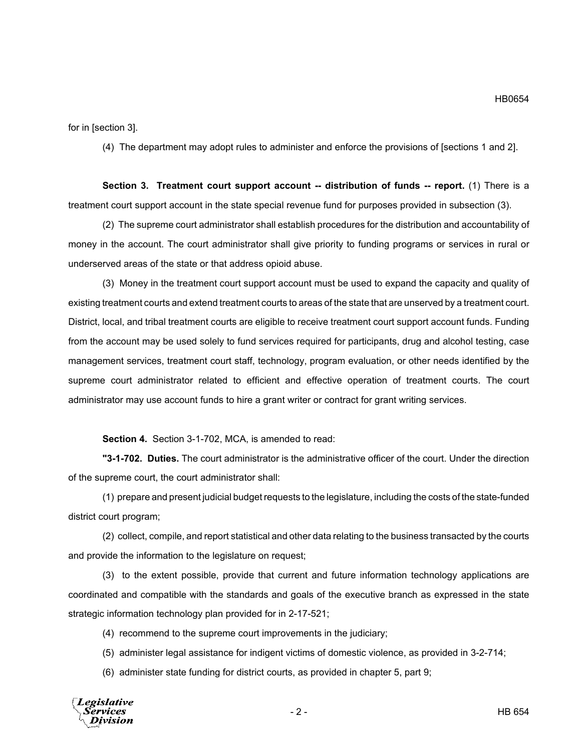for in [section 3].

(4) The department may adopt rules to administer and enforce the provisions of [sections 1 and 2].

**Section 3. Treatment court support account -- distribution of funds -- report.** (1) There is a treatment court support account in the state special revenue fund for purposes provided in subsection (3).

(2) The supreme court administrator shall establish procedures for the distribution and accountability of money in the account. The court administrator shall give priority to funding programs or services in rural or underserved areas of the state or that address opioid abuse.

(3) Money in the treatment court support account must be used to expand the capacity and quality of existing treatment courts and extend treatment courts to areas of the state that are unserved by a treatment court. District, local, and tribal treatment courts are eligible to receive treatment court support account funds. Funding from the account may be used solely to fund services required for participants, drug and alcohol testing, case management services, treatment court staff, technology, program evaluation, or other needs identified by the supreme court administrator related to efficient and effective operation of treatment courts. The court administrator may use account funds to hire a grant writer or contract for grant writing services.

**Section 4.** Section 3-1-702, MCA, is amended to read:

**"3-1-702. Duties.** The court administrator is the administrative officer of the court. Under the direction of the supreme court, the court administrator shall:

(1) prepare and present judicial budget requests to the legislature, including the costs of the state-funded district court program;

(2) collect, compile, and report statistical and other data relating to the business transacted by the courts and provide the information to the legislature on request;

(3) to the extent possible, provide that current and future information technology applications are coordinated and compatible with the standards and goals of the executive branch as expressed in the state strategic information technology plan provided for in 2-17-521;

(4) recommend to the supreme court improvements in the judiciary;

(5) administer legal assistance for indigent victims of domestic violence, as provided in 3-2-714;

(6) administer state funding for district courts, as provided in chapter 5, part 9;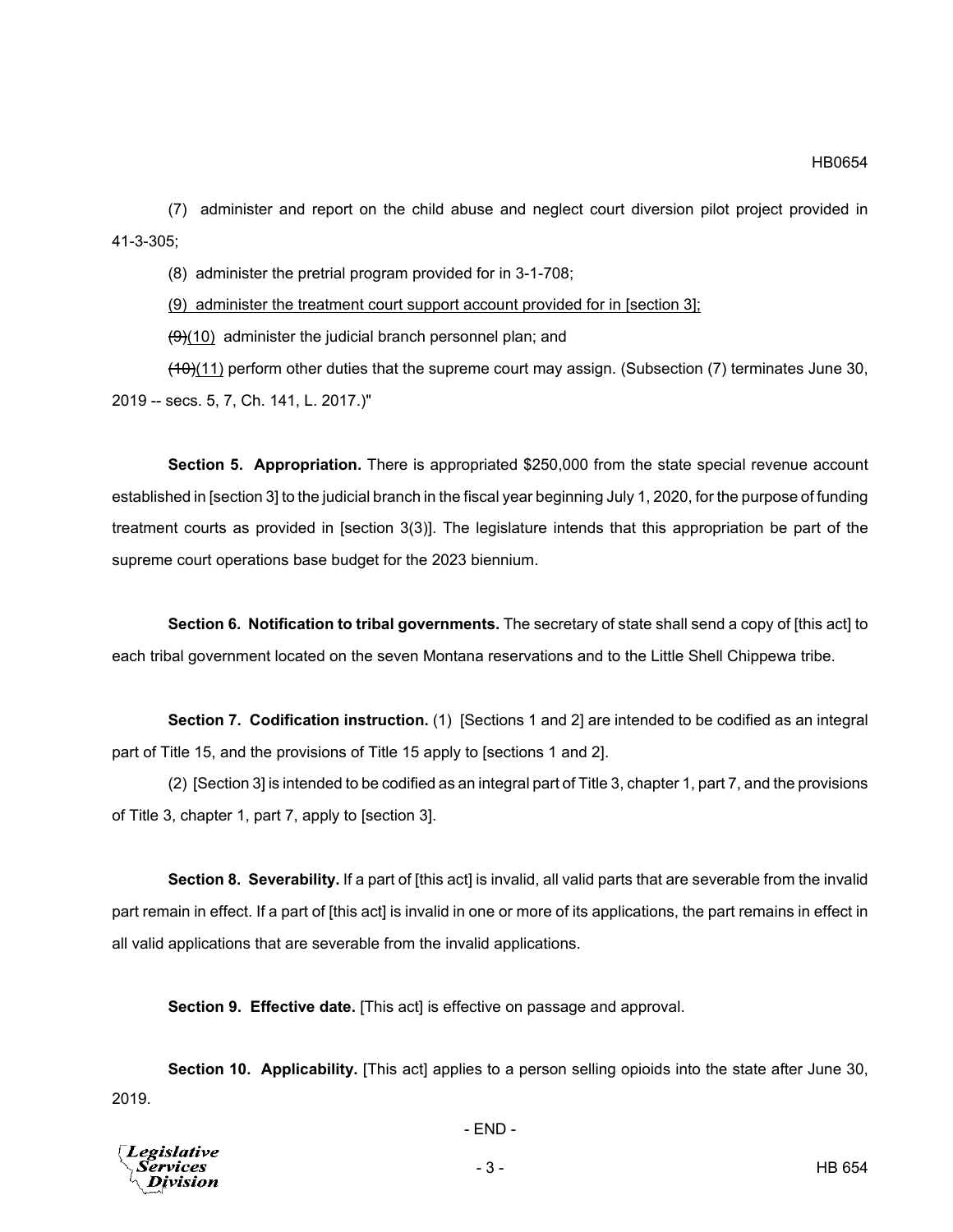(7) administer and report on the child abuse and neglect court diversion pilot project provided in 41-3-305;

(8) administer the pretrial program provided for in 3-1-708;

<u>(9) administer the treatment court support account provided for in [section 3];</u>

~~(9)~~<u>(10)</u> administer the judicial branch personnel plan; and

~~(10)~~<u>(11)</u> perform other duties that the supreme court may assign. (Subsection (7) terminates June 30, 2019 -- secs. 5, 7, Ch. 141, L. 2017.)"

**Section 5. Appropriation.** There is appropriated $250,000 from the state special revenue account established in [section 3] to the judicial branch in the fiscal year beginning July 1, 2020, for the purpose of funding treatment courts as provided in [section 3(3)]. The legislature intends that this appropriation be part of the supreme court operations base budget for the 2023 biennium.

**Section 6. Notification to tribal governments.** The secretary of state shall send a copy of [this act] to each tribal government located on the seven Montana reservations and to the Little Shell Chippewa tribe.

**Section 7. Codification instruction.** (1) [Sections 1 and 2] are intended to be codified as an integral part of Title 15, and the provisions of Title 15 apply to [sections 1 and 2].

(2) [Section 3] is intended to be codified as an integral part of Title 3, chapter 1, part 7, and the provisions of Title 3, chapter 1, part 7, apply to [section 3].

**Section 8. Severability.** If a part of [this act] is invalid, all valid parts that are severable from the invalid part remain in effect. If a part of [this act] is invalid in one or more of its applications, the part remains in effect in all valid applications that are severable from the invalid applications.

**Section 9. Effective date.** [This act] is effective on passage and approval.

**Section 10. Applicability.** [This act] applies to a person selling opioids into the state after June 30, 2019.

- END -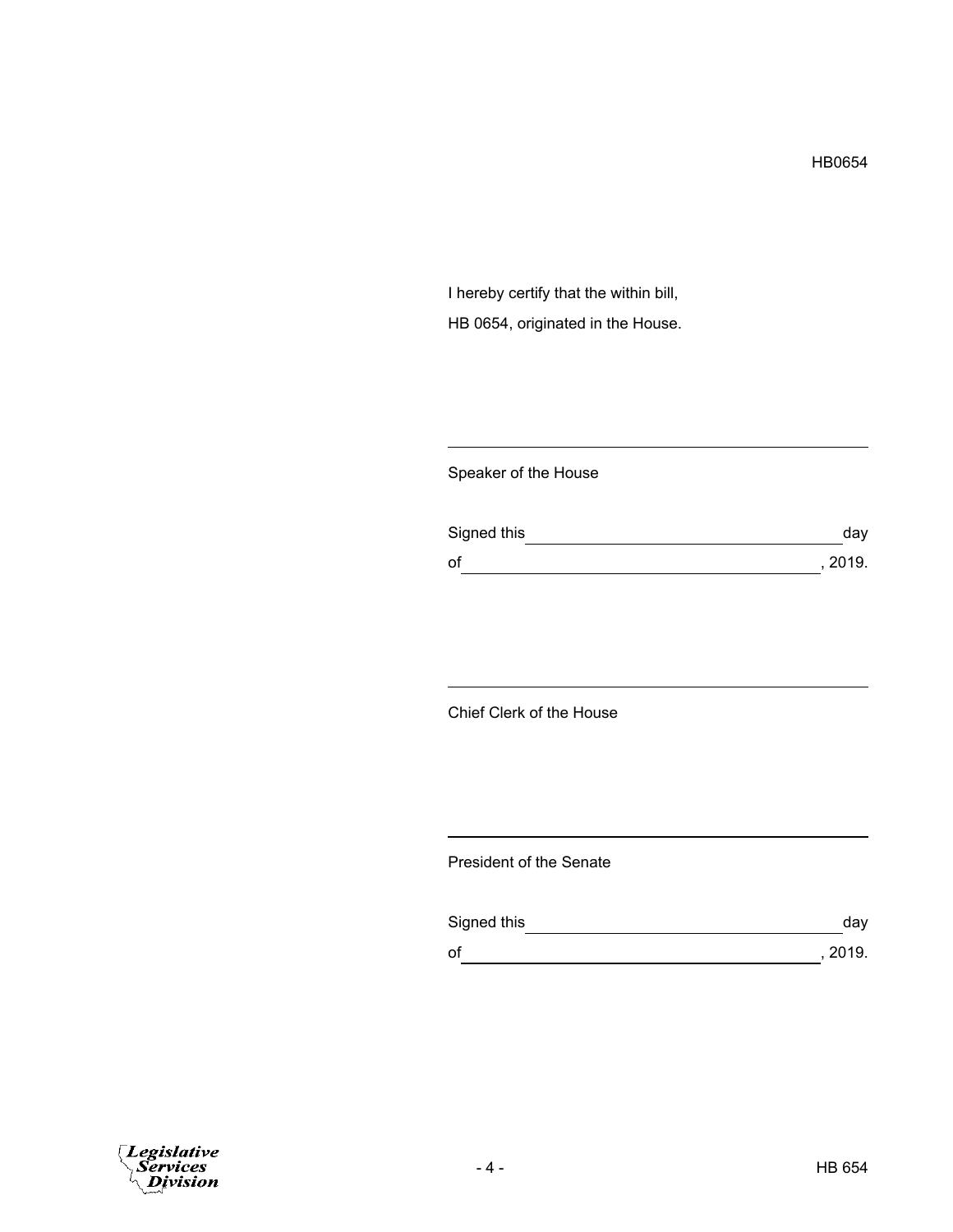HB0654

I hereby certify that the within bill,

HB 0654, originated in the House.

\_\_\_\_\_\_\_\_\_\_\_\_\_\_\_\_\_\_\_\_\_\_\_\_\_\_\_\_\_\_\_\_\_\_\_\_\_\_\_\_\_\_

Speaker of the House

Signed this \_\_\_\_\_\_\_\_\_\_\_\_\_\_\_\_\_\_\_\_\_\_\_\_\_\_\_\_\_\_ day

of \_\_\_\_\_\_\_\_\_\_\_\_\_\_\_\_\_\_\_\_\_\_\_\_\_\_\_\_\_\_\_\_\_\_\_\_, 2019.

\_\_\_\_\_\_\_\_\_\_\_\_\_\_\_\_\_\_\_\_\_\_\_\_\_\_\_\_\_\_\_\_\_\_\_\_\_\_\_\_\_\_

Chief Clerk of the House

\_\_\_\_\_\_\_\_\_\_\_\_\_\_\_\_\_\_\_\_\_\_\_\_\_\_\_\_\_\_\_\_\_\_\_\_\_\_\_\_\_\_

President of the Senate

Signed this \_\_\_\_\_\_\_\_\_\_\_\_\_\_\_\_\_\_\_\_\_\_\_\_\_\_\_\_\_\_ day

of \_\_\_\_\_\_\_\_\_\_\_\_\_\_\_\_\_\_\_\_\_\_\_\_\_\_\_\_\_\_\_\_\_\_\_\_, 2019.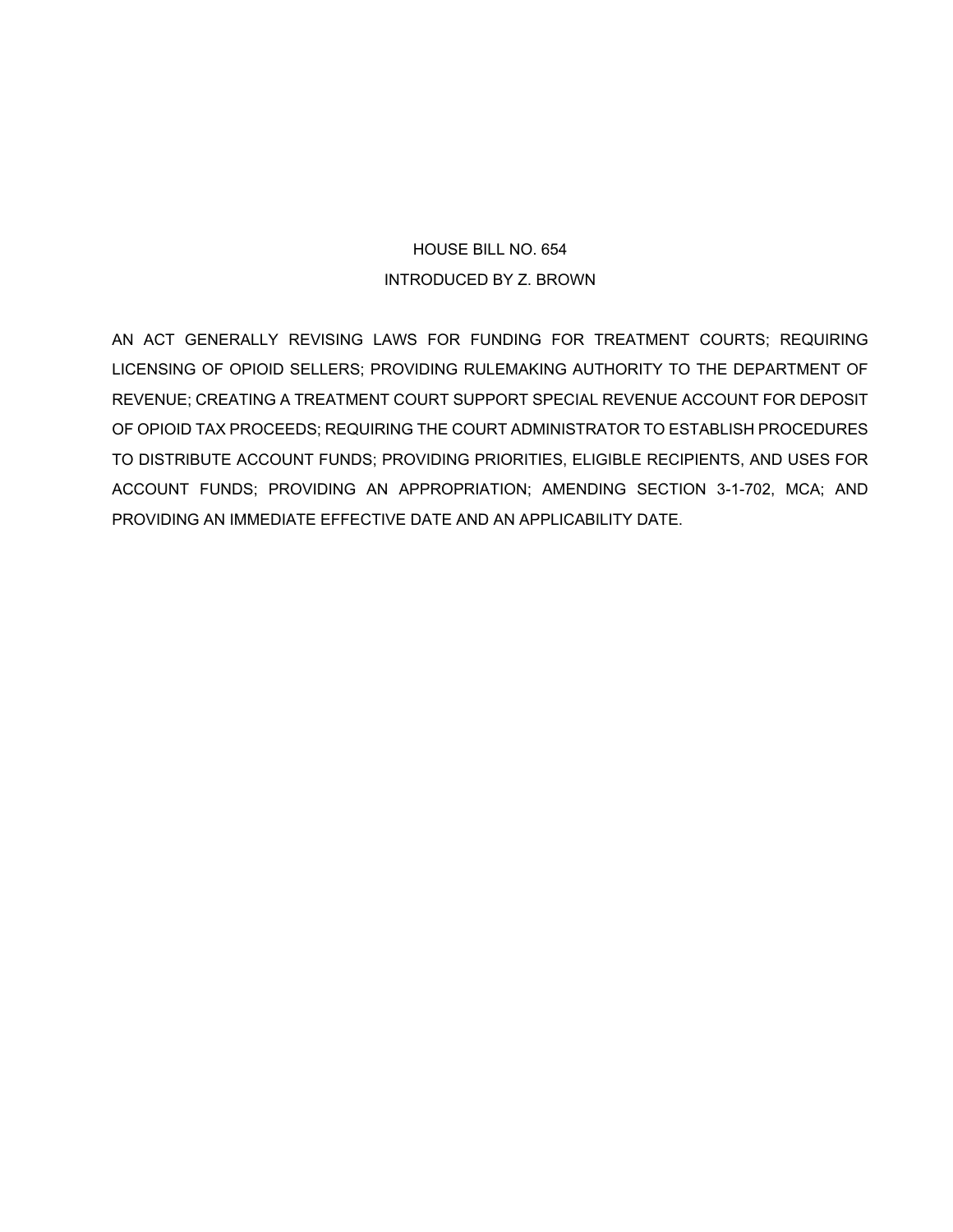HOUSE BILL NO. 654

INTRODUCED BY Z. BROWN

AN ACT GENERALLY REVISING LAWS FOR FUNDING FOR TREATMENT COURTS; REQUIRING LICENSING OF OPIOID SELLERS; PROVIDING RULEMAKING AUTHORITY TO THE DEPARTMENT OF REVENUE; CREATING A TREATMENT COURT SUPPORT SPECIAL REVENUE ACCOUNT FOR DEPOSIT OF OPIOID TAX PROCEEDS; REQUIRING THE COURT ADMINISTRATOR TO ESTABLISH PROCEDURES TO DISTRIBUTE ACCOUNT FUNDS; PROVIDING PRIORITIES, ELIGIBLE RECIPIENTS, AND USES FOR ACCOUNT FUNDS; PROVIDING AN APPROPRIATION; AMENDING SECTION 3-1-702, MCA; AND PROVIDING AN IMMEDIATE EFFECTIVE DATE AND AN APPLICABILITY DATE.